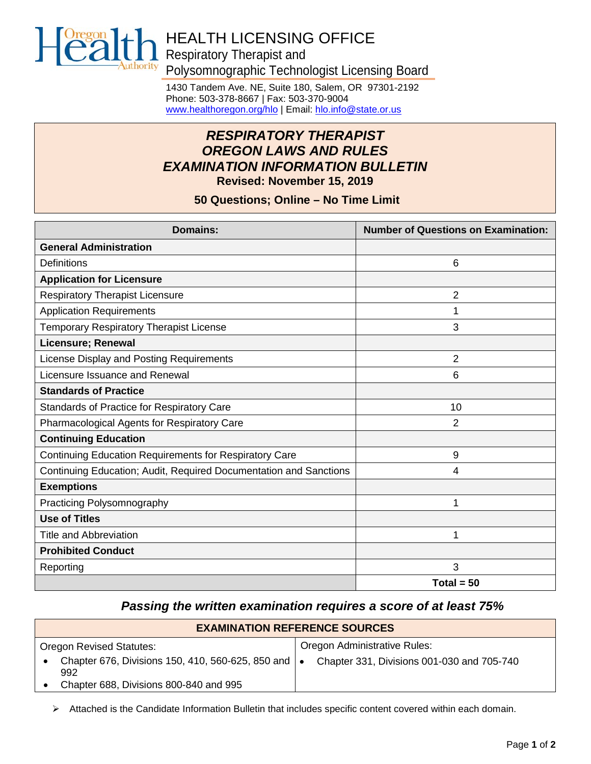# HEALTH LICENSING OFFICE

Respiratory Therapist and Polysomnographic Technologist Licensing Board

1430 Tandem Ave. NE, Suite 180, Salem, OR 97301-2192
Phone: 503-378-8667 | Fax: 503-370-9004
www.healthoregon.org/hlo | Email: hlo.info@state.or.us

## *RESPIRATORY THERAPIST OREGON LAWS AND RULES EXAMINATION INFORMATION BULLETIN*

**Revised: November 15, 2019**

**50 Questions; Online – No Time Limit**

| Domains: | Number of Questions on Examination: |
|---|---|
| **General Administration** | |
| Definitions | 6 |
| **Application for Licensure** | |
| Respiratory Therapist Licensure | 2 |
| Application Requirements | 1 |
| Temporary Respiratory Therapist License | 3 |
| **Licensure; Renewal** | |
| License Display and Posting Requirements | 2 |
| Licensure Issuance and Renewal | 6 |
| **Standards of Practice** | |
| Standards of Practice for Respiratory Care | 10 |
| Pharmacological Agents for Respiratory Care | 2 |
| **Continuing Education** | |
| Continuing Education Requirements for Respiratory Care | 9 |
| Continuing Education; Audit, Required Documentation and Sanctions | 4 |
| **Exemptions** | |
| Practicing Polysomnography | 1 |
| **Use of Titles** | |
| Title and Abbreviation | 1 |
| **Prohibited Conduct** | |
| Reporting | 3 |
| | **Total = 50** |

### *Passing the written examination requires a score of at least 75%*

| EXAMINATION REFERENCE SOURCES | |
|---|---|
| Oregon Revised Statutes: | Oregon Administrative Rules: |
| • Chapter 676, Divisions 150, 410, 560-625, 850 and 992<br>• Chapter 688, Divisions 800-840 and 995 | • Chapter 331, Divisions 001-030 and 705-740 |

- Attached is the Candidate Information Bulletin that includes specific content covered within each domain.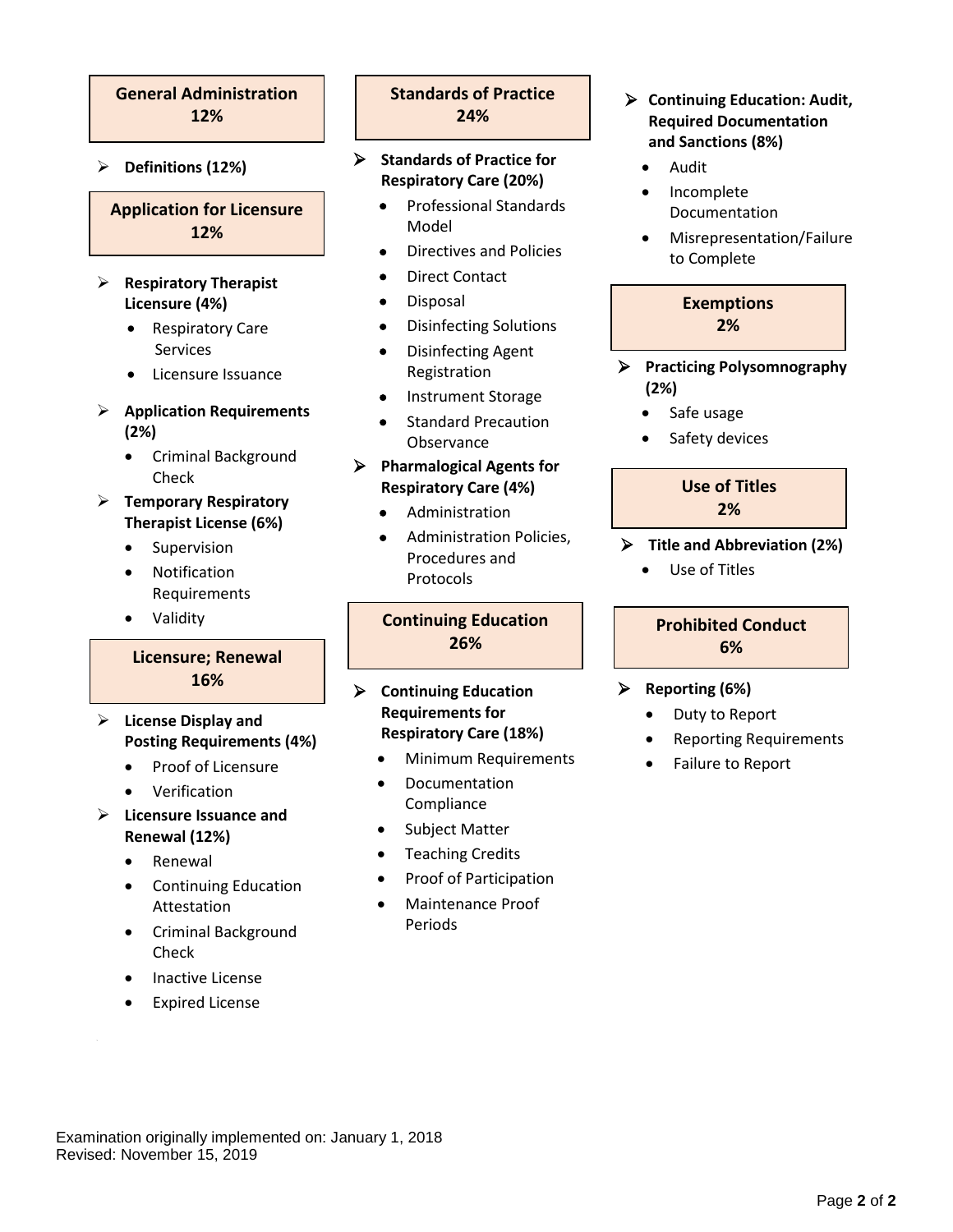## General Administration 12%

- **Definitions (12%)**

## Application for Licensure 12%

- **Respiratory Therapist Licensure (4%)**
  - Respiratory Care Services
  - Licensure Issuance
- **Application Requirements (2%)**
  - Criminal Background Check
- **Temporary Respiratory Therapist License (6%)**
  - Supervision
  - Notification Requirements
  - Validity

## Licensure; Renewal 16%

- **License Display and Posting Requirements (4%)**
  - Proof of Licensure
  - Verification
- **Licensure Issuance and Renewal (12%)**
  - Renewal
  - Continuing Education Attestation
  - Criminal Background Check
  - Inactive License
  - Expired License

## Standards of Practice 24%

- **Standards of Practice for Respiratory Care (20%)**
  - Professional Standards Model
  - Directives and Policies
  - Direct Contact
  - Disposal
  - Disinfecting Solutions
  - Disinfecting Agent Registration
  - Instrument Storage
  - Standard Precaution Observance
- **Pharmalogical Agents for Respiratory Care (4%)**
  - Administration
  - Administration Policies, Procedures and Protocols

## Continuing Education 26%

- **Continuing Education Requirements for Respiratory Care (18%)**
  - Minimum Requirements
  - Documentation Compliance
  - Subject Matter
  - Teaching Credits
  - Proof of Participation
  - Maintenance Proof Periods
- **Continuing Education: Audit, Required Documentation and Sanctions (8%)**
  - Audit
  - Incomplete Documentation
  - Misrepresentation/Failure to Complete

## Exemptions 2%

- **Practicing Polysomnography (2%)**
  - Safe usage
  - Safety devices

## Use of Titles 2%

- **Title and Abbreviation (2%)**
  - Use of Titles

## Prohibited Conduct 6%

- **Reporting (6%)**
  - Duty to Report
  - Reporting Requirements
  - Failure to Report

Examination originally implemented on: January 1, 2018
Revised: November 15, 2019